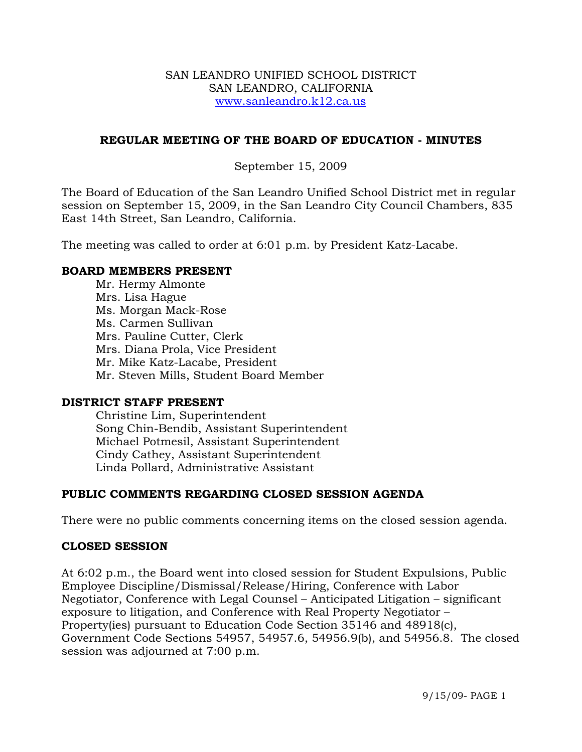SAN LEANDRO UNIFIED SCHOOL DISTRICT
SAN LEANDRO, CALIFORNIA
www.sanleandro.k12.ca.us

## REGULAR MEETING OF THE BOARD OF EDUCATION - MINUTES

September 15, 2009

The Board of Education of the San Leandro Unified School District met in regular session on September 15, 2009, in the San Leandro City Council Chambers, 835 East 14th Street, San Leandro, California.

The meeting was called to order at 6:01 p.m. by President Katz-Lacabe.

### BOARD MEMBERS PRESENT

Mr. Hermy Almonte
Mrs. Lisa Hague
Ms. Morgan Mack-Rose
Ms. Carmen Sullivan
Mrs. Pauline Cutter, Clerk
Mrs. Diana Prola, Vice President
Mr. Mike Katz-Lacabe, President
Mr. Steven Mills, Student Board Member

### DISTRICT STAFF PRESENT

Christine Lim, Superintendent
Song Chin-Bendib, Assistant Superintendent
Michael Potmesil, Assistant Superintendent
Cindy Cathey, Assistant Superintendent
Linda Pollard, Administrative Assistant

### PUBLIC COMMENTS REGARDING CLOSED SESSION AGENDA

There were no public comments concerning items on the closed session agenda.

### CLOSED SESSION

At 6:02 p.m., the Board went into closed session for Student Expulsions, Public Employee Discipline/Dismissal/Release/Hiring, Conference with Labor Negotiator, Conference with Legal Counsel – Anticipated Litigation – significant exposure to litigation, and Conference with Real Property Negotiator – Property(ies) pursuant to Education Code Section 35146 and 48918(c), Government Code Sections 54957, 54957.6, 54956.9(b), and 54956.8. The closed session was adjourned at 7:00 p.m.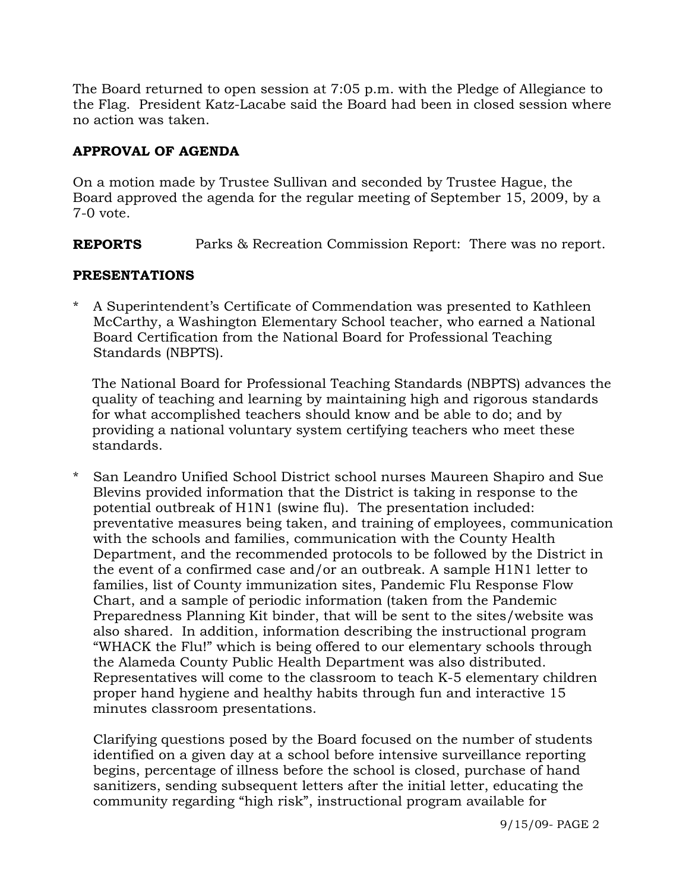The Board returned to open session at 7:05 p.m. with the Pledge of Allegiance to the Flag. President Katz-Lacabe said the Board had been in closed session where no action was taken.

## APPROVAL OF AGENDA

On a motion made by Trustee Sullivan and seconded by Trustee Hague, the Board approved the agenda for the regular meeting of September 15, 2009, by a 7-0 vote.

**REPORTS** Parks & Recreation Commission Report: There was no report.

## PRESENTATIONS

* A Superintendent's Certificate of Commendation was presented to Kathleen McCarthy, a Washington Elementary School teacher, who earned a National Board Certification from the National Board for Professional Teaching Standards (NBPTS).

  The National Board for Professional Teaching Standards (NBPTS) advances the quality of teaching and learning by maintaining high and rigorous standards for what accomplished teachers should know and be able to do; and by providing a national voluntary system certifying teachers who meet these standards.

* San Leandro Unified School District school nurses Maureen Shapiro and Sue Blevins provided information that the District is taking in response to the potential outbreak of H1N1 (swine flu). The presentation included: preventative measures being taken, and training of employees, communication with the schools and families, communication with the County Health Department, and the recommended protocols to be followed by the District in the event of a confirmed case and/or an outbreak. A sample H1N1 letter to families, list of County immunization sites, Pandemic Flu Response Flow Chart, and a sample of periodic information (taken from the Pandemic Preparedness Planning Kit binder, that will be sent to the sites/website was also shared. In addition, information describing the instructional program "WHACK the Flu!" which is being offered to our elementary schools through the Alameda County Public Health Department was also distributed. Representatives will come to the classroom to teach K-5 elementary children proper hand hygiene and healthy habits through fun and interactive 15 minutes classroom presentations.

  Clarifying questions posed by the Board focused on the number of students identified on a given day at a school before intensive surveillance reporting begins, percentage of illness before the school is closed, purchase of hand sanitizers, sending subsequent letters after the initial letter, educating the community regarding "high risk", instructional program available for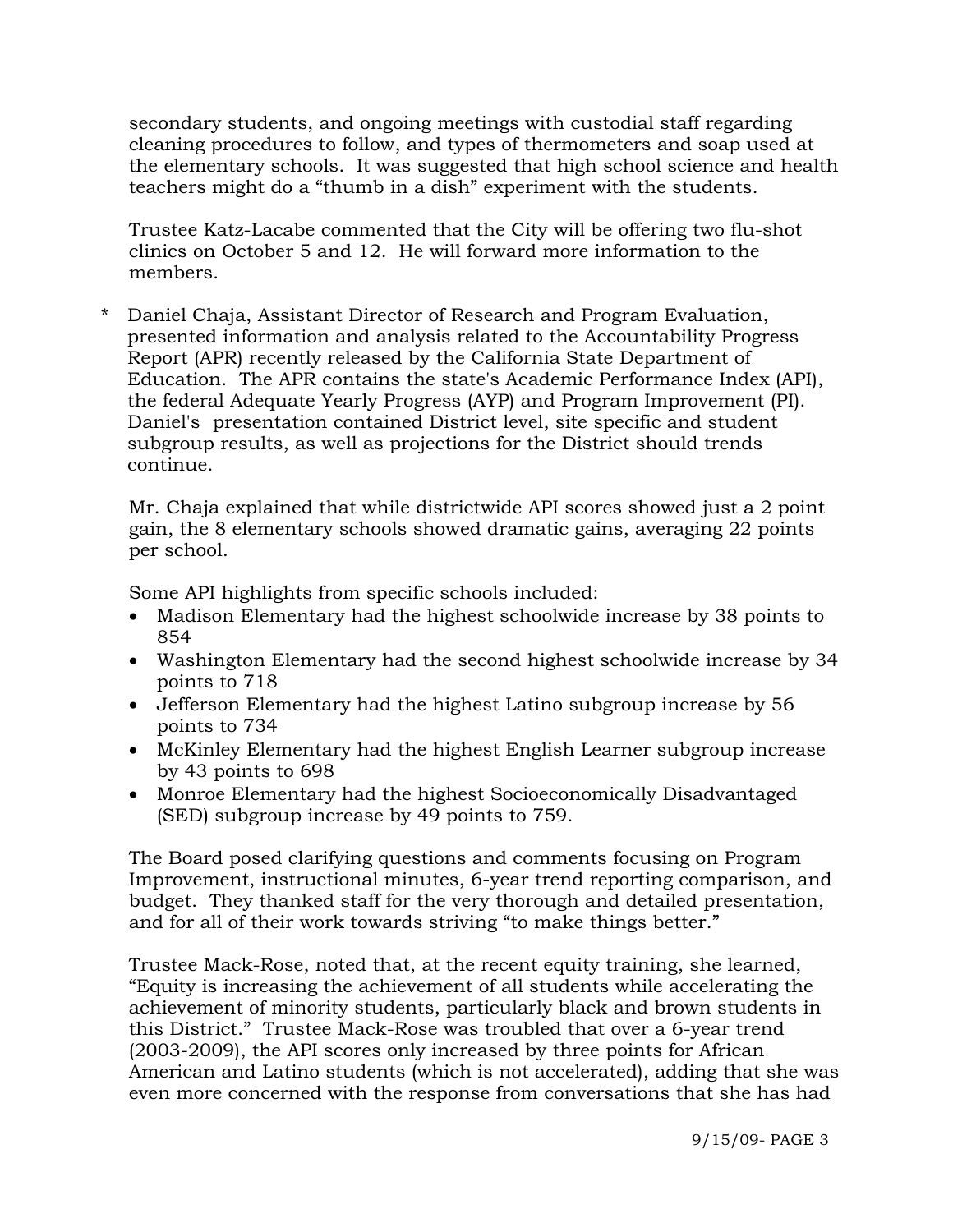secondary students, and ongoing meetings with custodial staff regarding cleaning procedures to follow, and types of thermometers and soap used at the elementary schools. It was suggested that high school science and health teachers might do a "thumb in a dish" experiment with the students.

Trustee Katz-Lacabe commented that the City will be offering two flu-shot clinics on October 5 and 12. He will forward more information to the members.

\* Daniel Chaja, Assistant Director of Research and Program Evaluation, presented information and analysis related to the Accountability Progress Report (APR) recently released by the California State Department of Education. The APR contains the state's Academic Performance Index (API), the federal Adequate Yearly Progress (AYP) and Program Improvement (PI). Daniel's presentation contained District level, site specific and student subgroup results, as well as projections for the District should trends continue.

Mr. Chaja explained that while districtwide API scores showed just a 2 point gain, the 8 elementary schools showed dramatic gains, averaging 22 points per school.

Some API highlights from specific schools included:

- Madison Elementary had the highest schoolwide increase by 38 points to 854
- Washington Elementary had the second highest schoolwide increase by 34 points to 718
- Jefferson Elementary had the highest Latino subgroup increase by 56 points to 734
- McKinley Elementary had the highest English Learner subgroup increase by 43 points to 698
- Monroe Elementary had the highest Socioeconomically Disadvantaged (SED) subgroup increase by 49 points to 759.

The Board posed clarifying questions and comments focusing on Program Improvement, instructional minutes, 6-year trend reporting comparison, and budget. They thanked staff for the very thorough and detailed presentation, and for all of their work towards striving "to make things better."

Trustee Mack-Rose, noted that, at the recent equity training, she learned, "Equity is increasing the achievement of all students while accelerating the achievement of minority students, particularly black and brown students in this District." Trustee Mack-Rose was troubled that over a 6-year trend (2003-2009), the API scores only increased by three points for African American and Latino students (which is not accelerated), adding that she was even more concerned with the response from conversations that she has had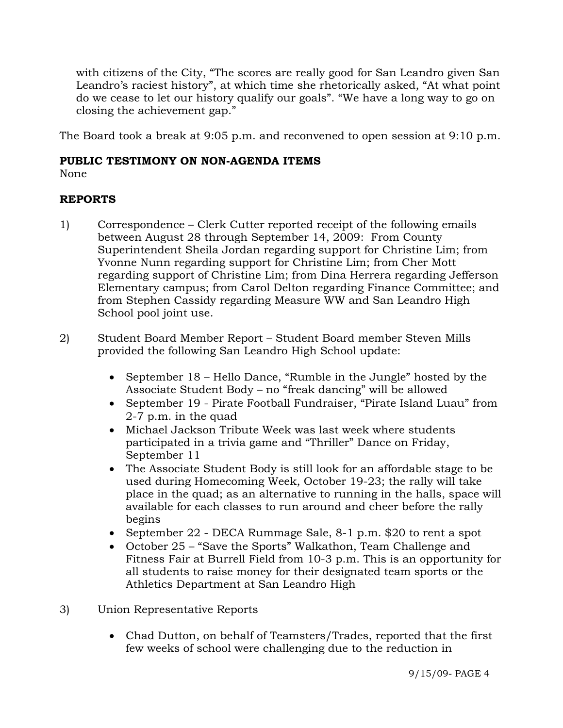with citizens of the City, "The scores are really good for San Leandro given San Leandro's raciest history", at which time she rhetorically asked, "At what point do we cease to let our history qualify our goals". "We have a long way to go on closing the achievement gap."

The Board took a break at 9:05 p.m. and reconvened to open session at 9:10 p.m.

**PUBLIC TESTIMONY ON NON-AGENDA ITEMS**
None

**REPORTS**

1) Correspondence – Clerk Cutter reported receipt of the following emails between August 28 through September 14, 2009: From County Superintendent Sheila Jordan regarding support for Christine Lim; from Yvonne Nunn regarding support for Christine Lim; from Cher Mott regarding support of Christine Lim; from Dina Herrera regarding Jefferson Elementary campus; from Carol Delton regarding Finance Committee; and from Stephen Cassidy regarding Measure WW and San Leandro High School pool joint use.

2) Student Board Member Report – Student Board member Steven Mills provided the following San Leandro High School update:

   - September 18 – Hello Dance, "Rumble in the Jungle" hosted by the Associate Student Body – no "freak dancing" will be allowed
   - September 19 - Pirate Football Fundraiser, "Pirate Island Luau" from 2-7 p.m. in the quad
   - Michael Jackson Tribute Week was last week where students participated in a trivia game and "Thriller" Dance on Friday, September 11
   - The Associate Student Body is still look for an affordable stage to be used during Homecoming Week, October 19-23; the rally will take place in the quad; as an alternative to running in the halls, space will available for each classes to run around and cheer before the rally begins
   - September 22 - DECA Rummage Sale, 8-1 p.m. $20 to rent a spot
   - October 25 – "Save the Sports" Walkathon, Team Challenge and Fitness Fair at Burrell Field from 10-3 p.m. This is an opportunity for all students to raise money for their designated team sports or the Athletics Department at San Leandro High

3) Union Representative Reports

   - Chad Dutton, on behalf of Teamsters/Trades, reported that the first few weeks of school were challenging due to the reduction in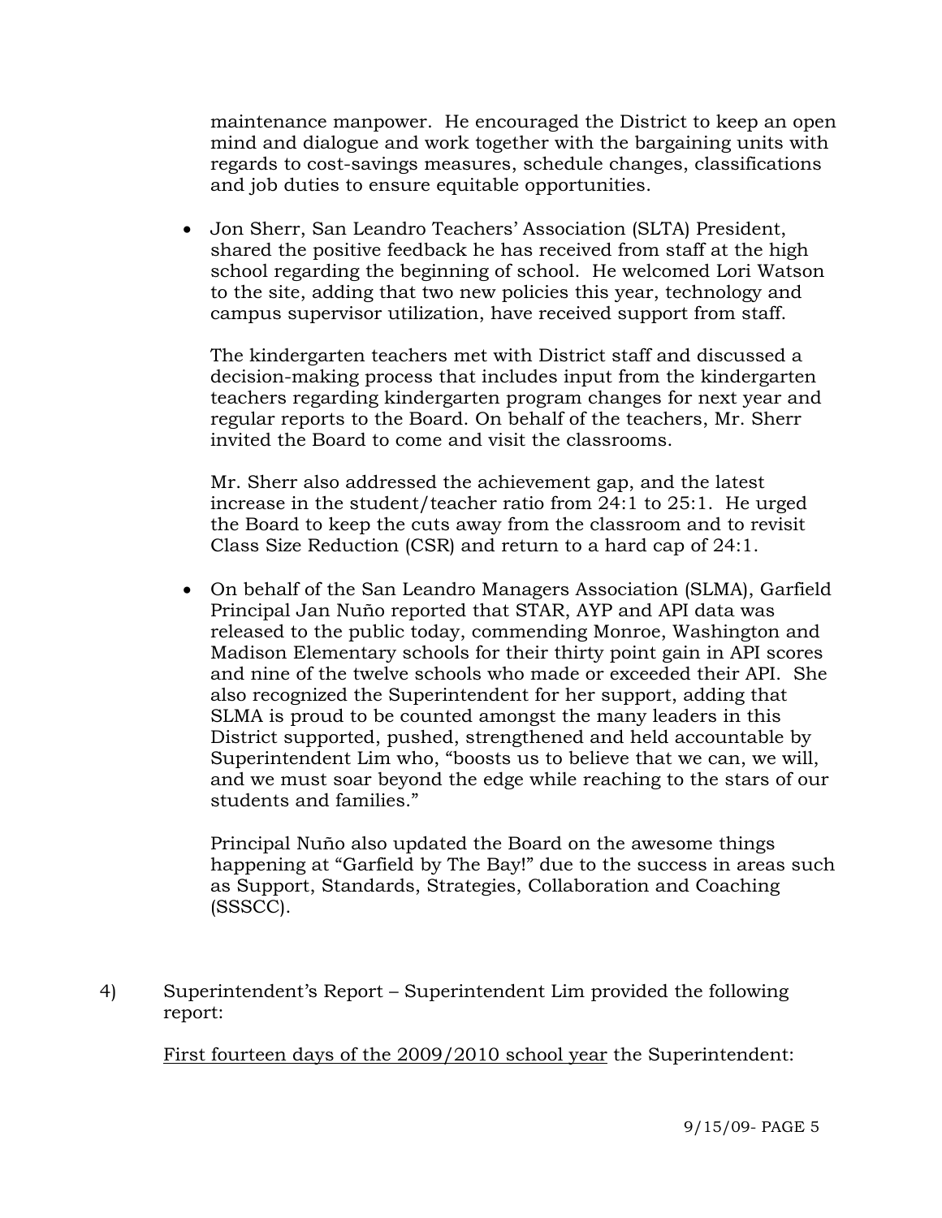maintenance manpower. He encouraged the District to keep an open mind and dialogue and work together with the bargaining units with regards to cost-savings measures, schedule changes, classifications and job duties to ensure equitable opportunities.

- Jon Sherr, San Leandro Teachers' Association (SLTA) President, shared the positive feedback he has received from staff at the high school regarding the beginning of school. He welcomed Lori Watson to the site, adding that two new policies this year, technology and campus supervisor utilization, have received support from staff.

  The kindergarten teachers met with District staff and discussed a decision-making process that includes input from the kindergarten teachers regarding kindergarten program changes for next year and regular reports to the Board. On behalf of the teachers, Mr. Sherr invited the Board to come and visit the classrooms.

  Mr. Sherr also addressed the achievement gap, and the latest increase in the student/teacher ratio from 24:1 to 25:1. He urged the Board to keep the cuts away from the classroom and to revisit Class Size Reduction (CSR) and return to a hard cap of 24:1.

- On behalf of the San Leandro Managers Association (SLMA), Garfield Principal Jan Nuño reported that STAR, AYP and API data was released to the public today, commending Monroe, Washington and Madison Elementary schools for their thirty point gain in API scores and nine of the twelve schools who made or exceeded their API. She also recognized the Superintendent for her support, adding that SLMA is proud to be counted amongst the many leaders in this District supported, pushed, strengthened and held accountable by Superintendent Lim who, "boosts us to believe that we can, we will, and we must soar beyond the edge while reaching to the stars of our students and families."

  Principal Nuño also updated the Board on the awesome things happening at "Garfield by The Bay!" due to the success in areas such as Support, Standards, Strategies, Collaboration and Coaching (SSSCC).

4) Superintendent's Report – Superintendent Lim provided the following report:

   <u>First fourteen days of the 2009/2010 school year</u> the Superintendent: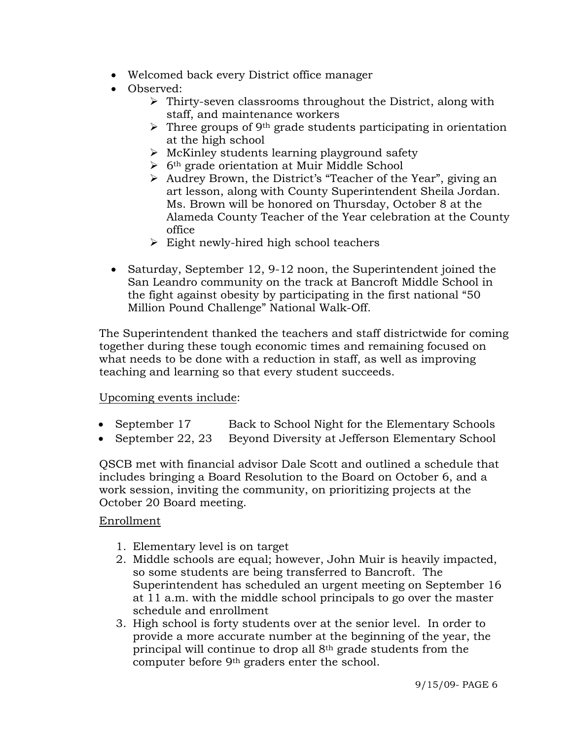- Welcomed back every District office manager
- Observed:
    - Thirty-seven classrooms throughout the District, along with staff, and maintenance workers
    - Three groups of 9th grade students participating in orientation at the high school
    - McKinley students learning playground safety
    - 6th grade orientation at Muir Middle School
    - Audrey Brown, the District's "Teacher of the Year", giving an art lesson, along with County Superintendent Sheila Jordan. Ms. Brown will be honored on Thursday, October 8 at the Alameda County Teacher of the Year celebration at the County office
    - Eight newly-hired high school teachers

- Saturday, September 12, 9-12 noon, the Superintendent joined the San Leandro community on the track at Bancroft Middle School in the fight against obesity by participating in the first national "50 Million Pound Challenge" National Walk-Off.

The Superintendent thanked the teachers and staff districtwide for coming together during these tough economic times and remaining focused on what needs to be done with a reduction in staff, as well as improving teaching and learning so that every student succeeds.

Upcoming events include:

- September 17 — Back to School Night for the Elementary Schools
- September 22, 23 — Beyond Diversity at Jefferson Elementary School

QSCB met with financial advisor Dale Scott and outlined a schedule that includes bringing a Board Resolution to the Board on October 6, and a work session, inviting the community, on prioritizing projects at the October 20 Board meeting.

Enrollment

1. Elementary level is on target
2. Middle schools are equal; however, John Muir is heavily impacted, so some students are being transferred to Bancroft. The Superintendent has scheduled an urgent meeting on September 16 at 11 a.m. with the middle school principals to go over the master schedule and enrollment
3. High school is forty students over at the senior level. In order to provide a more accurate number at the beginning of the year, the principal will continue to drop all 8th grade students from the computer before 9th graders enter the school.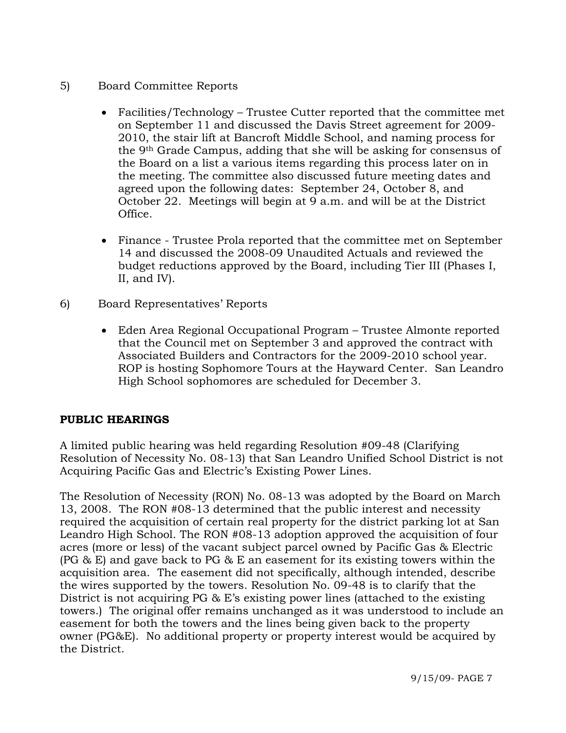5) Board Committee Reports

- Facilities/Technology – Trustee Cutter reported that the committee met on September 11 and discussed the Davis Street agreement for 2009-2010, the stair lift at Bancroft Middle School, and naming process for the 9th Grade Campus, adding that she will be asking for consensus of the Board on a list a various items regarding this process later on in the meeting. The committee also discussed future meeting dates and agreed upon the following dates: September 24, October 8, and October 22. Meetings will begin at 9 a.m. and will be at the District Office.

- Finance - Trustee Prola reported that the committee met on September 14 and discussed the 2008-09 Unaudited Actuals and reviewed the budget reductions approved by the Board, including Tier III (Phases I, II, and IV).

6) Board Representatives' Reports

- Eden Area Regional Occupational Program – Trustee Almonte reported that the Council met on September 3 and approved the contract with Associated Builders and Contractors for the 2009-2010 school year. ROP is hosting Sophomore Tours at the Hayward Center. San Leandro High School sophomores are scheduled for December 3.

**PUBLIC HEARINGS**

A limited public hearing was held regarding Resolution #09-48 (Clarifying Resolution of Necessity No. 08-13) that San Leandro Unified School District is not Acquiring Pacific Gas and Electric's Existing Power Lines.

The Resolution of Necessity (RON) No. 08-13 was adopted by the Board on March 13, 2008. The RON #08-13 determined that the public interest and necessity required the acquisition of certain real property for the district parking lot at San Leandro High School. The RON #08-13 adoption approved the acquisition of four acres (more or less) of the vacant subject parcel owned by Pacific Gas & Electric (PG & E) and gave back to PG & E an easement for its existing towers within the acquisition area. The easement did not specifically, although intended, describe the wires supported by the towers. Resolution No. 09-48 is to clarify that the District is not acquiring PG & E's existing power lines (attached to the existing towers.) The original offer remains unchanged as it was understood to include an easement for both the towers and the lines being given back to the property owner (PG&E). No additional property or property interest would be acquired by the District.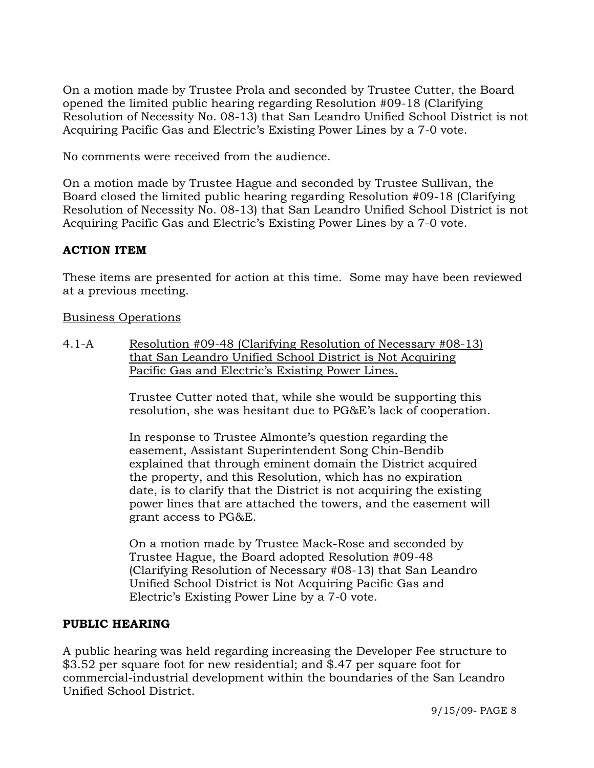On a motion made by Trustee Prola and seconded by Trustee Cutter, the Board opened the limited public hearing regarding Resolution #09-18 (Clarifying Resolution of Necessity No. 08-13) that San Leandro Unified School District is not Acquiring Pacific Gas and Electric's Existing Power Lines by a 7-0 vote.

No comments were received from the audience.

On a motion made by Trustee Hague and seconded by Trustee Sullivan, the Board closed the limited public hearing regarding Resolution #09-18 (Clarifying Resolution of Necessity No. 08-13) that San Leandro Unified School District is not Acquiring Pacific Gas and Electric's Existing Power Lines by a 7-0 vote.

**ACTION ITEM**

These items are presented for action at this time. Some may have been reviewed at a previous meeting.

Business Operations

4.1-A Resolution #09-48 (Clarifying Resolution of Necessary #08-13) that San Leandro Unified School District is Not Acquiring Pacific Gas and Electric's Existing Power Lines.

Trustee Cutter noted that, while she would be supporting this resolution, she was hesitant due to PG&E's lack of cooperation.

In response to Trustee Almonte's question regarding the easement, Assistant Superintendent Song Chin-Bendib explained that through eminent domain the District acquired the property, and this Resolution, which has no expiration date, is to clarify that the District is not acquiring the existing power lines that are attached the towers, and the easement will grant access to PG&E.

On a motion made by Trustee Mack-Rose and seconded by Trustee Hague, the Board adopted Resolution #09-48 (Clarifying Resolution of Necessary #08-13) that San Leandro Unified School District is Not Acquiring Pacific Gas and Electric's Existing Power Line by a 7-0 vote.

**PUBLIC HEARING**

A public hearing was held regarding increasing the Developer Fee structure to $3.52 per square foot for new residential; and $.47 per square foot for commercial-industrial development within the boundaries of the San Leandro Unified School District.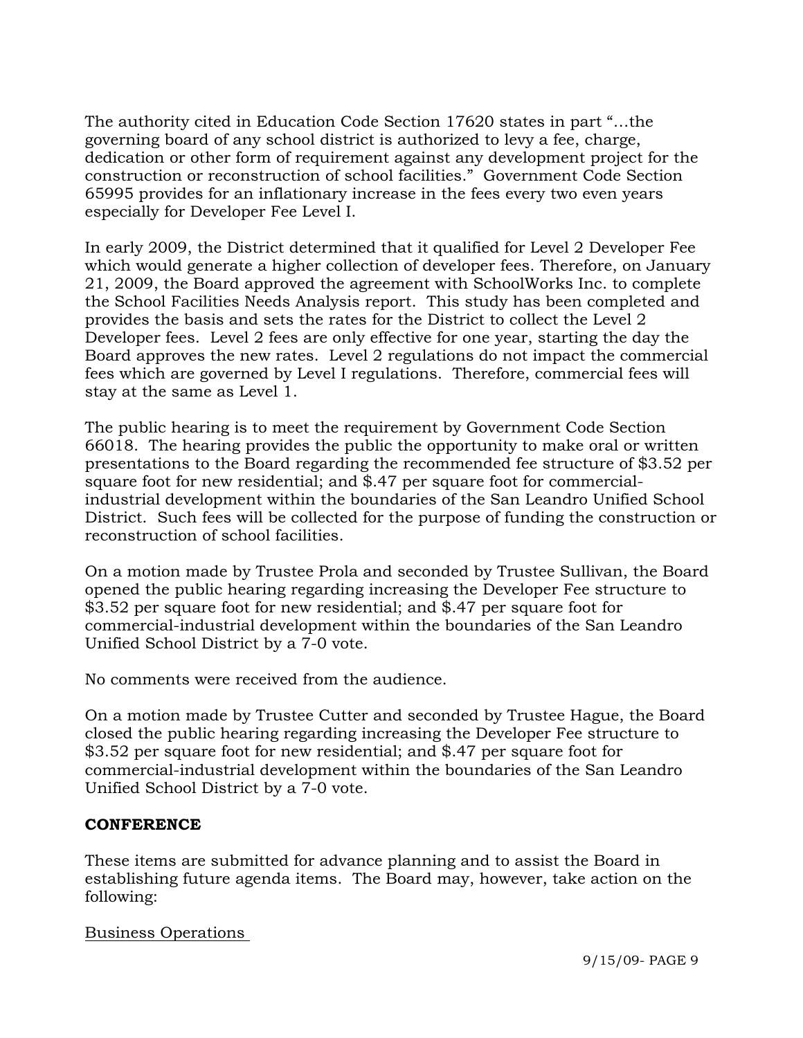The authority cited in Education Code Section 17620 states in part "…the governing board of any school district is authorized to levy a fee, charge, dedication or other form of requirement against any development project for the construction or reconstruction of school facilities." Government Code Section 65995 provides for an inflationary increase in the fees every two even years especially for Developer Fee Level I.

In early 2009, the District determined that it qualified for Level 2 Developer Fee which would generate a higher collection of developer fees. Therefore, on January 21, 2009, the Board approved the agreement with SchoolWorks Inc. to complete the School Facilities Needs Analysis report. This study has been completed and provides the basis and sets the rates for the District to collect the Level 2 Developer fees. Level 2 fees are only effective for one year, starting the day the Board approves the new rates. Level 2 regulations do not impact the commercial fees which are governed by Level I regulations. Therefore, commercial fees will stay at the same as Level 1.

The public hearing is to meet the requirement by Government Code Section 66018. The hearing provides the public the opportunity to make oral or written presentations to the Board regarding the recommended fee structure of $3.52 per square foot for new residential; and $.47 per square foot for commercial-industrial development within the boundaries of the San Leandro Unified School District. Such fees will be collected for the purpose of funding the construction or reconstruction of school facilities.

On a motion made by Trustee Prola and seconded by Trustee Sullivan, the Board opened the public hearing regarding increasing the Developer Fee structure to $3.52 per square foot for new residential; and $.47 per square foot for commercial-industrial development within the boundaries of the San Leandro Unified School District by a 7-0 vote.

No comments were received from the audience.

On a motion made by Trustee Cutter and seconded by Trustee Hague, the Board closed the public hearing regarding increasing the Developer Fee structure to $3.52 per square foot for new residential; and $.47 per square foot for commercial-industrial development within the boundaries of the San Leandro Unified School District by a 7-0 vote.

**CONFERENCE**

These items are submitted for advance planning and to assist the Board in establishing future agenda items. The Board may, however, take action on the following:

Business Operations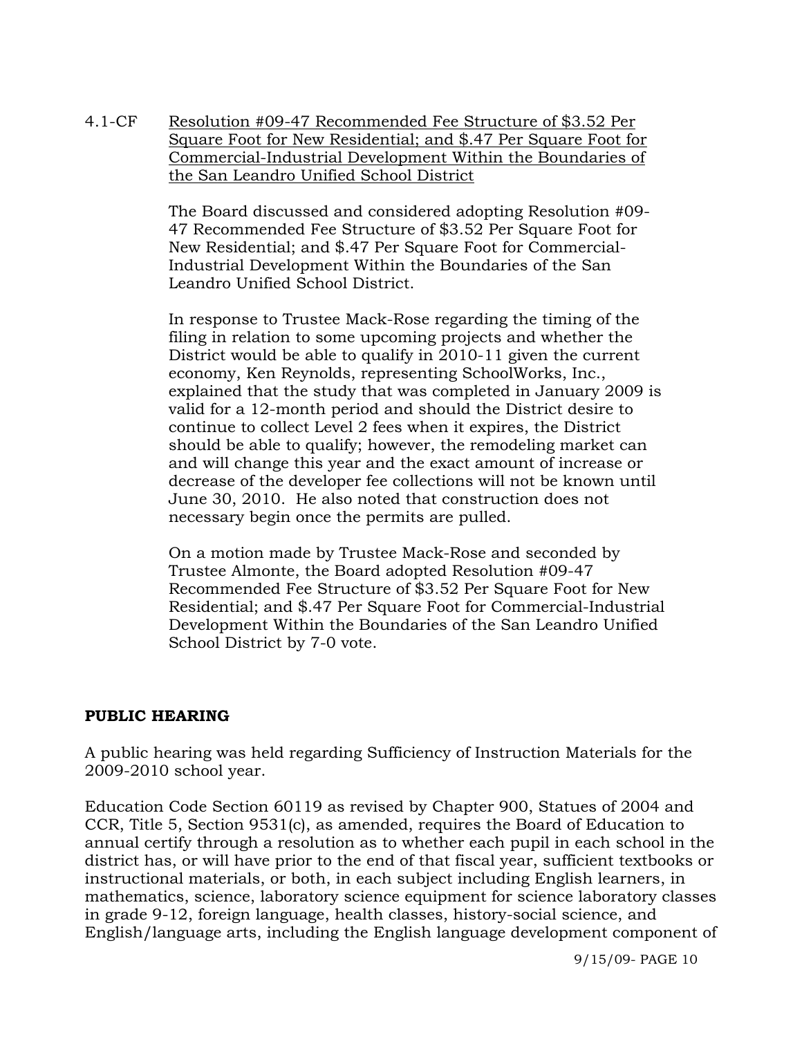4.1-CF <u>Resolution #09-47 Recommended Fee Structure of $3.52 Per Square Foot for New Residential; and $.47 Per Square Foot for Commercial-Industrial Development Within the Boundaries of the San Leandro Unified School District</u>

The Board discussed and considered adopting Resolution #09-47 Recommended Fee Structure of $3.52 Per Square Foot for New Residential; and $.47 Per Square Foot for Commercial-Industrial Development Within the Boundaries of the San Leandro Unified School District.

In response to Trustee Mack-Rose regarding the timing of the filing in relation to some upcoming projects and whether the District would be able to qualify in 2010-11 given the current economy, Ken Reynolds, representing SchoolWorks, Inc., explained that the study that was completed in January 2009 is valid for a 12-month period and should the District desire to continue to collect Level 2 fees when it expires, the District should be able to qualify; however, the remodeling market can and will change this year and the exact amount of increase or decrease of the developer fee collections will not be known until June 30, 2010. He also noted that construction does not necessary begin once the permits are pulled.

On a motion made by Trustee Mack-Rose and seconded by Trustee Almonte, the Board adopted Resolution #09-47 Recommended Fee Structure of $3.52 Per Square Foot for New Residential; and $.47 Per Square Foot for Commercial-Industrial Development Within the Boundaries of the San Leandro Unified School District by 7-0 vote.

**PUBLIC HEARING**

A public hearing was held regarding Sufficiency of Instruction Materials for the 2009-2010 school year.

Education Code Section 60119 as revised by Chapter 900, Statues of 2004 and CCR, Title 5, Section 9531(c), as amended, requires the Board of Education to annual certify through a resolution as to whether each pupil in each school in the district has, or will have prior to the end of that fiscal year, sufficient textbooks or instructional materials, or both, in each subject including English learners, in mathematics, science, laboratory science equipment for science laboratory classes in grade 9-12, foreign language, health classes, history-social science, and English/language arts, including the English language development component of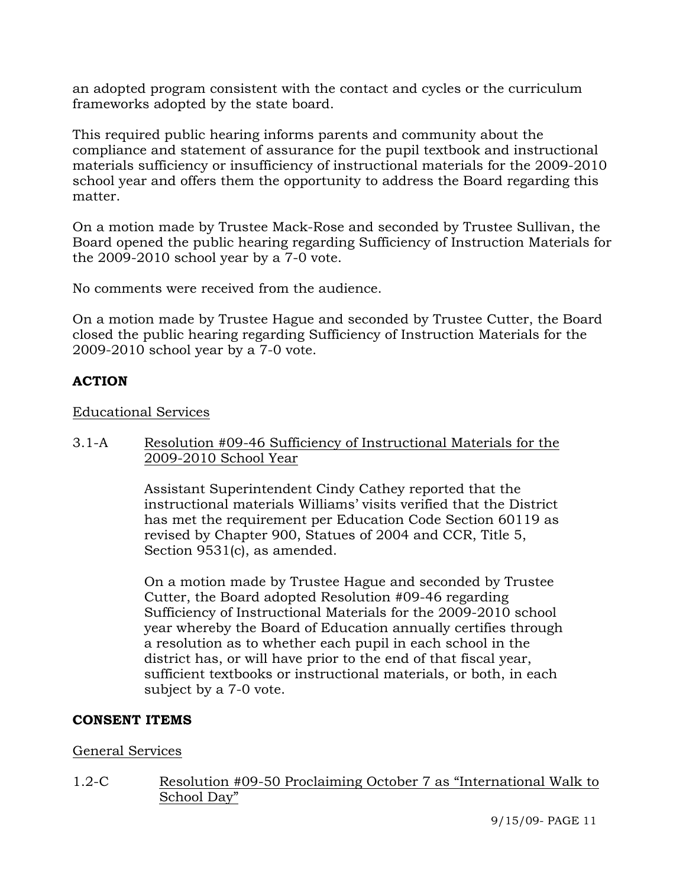an adopted program consistent with the contact and cycles or the curriculum frameworks adopted by the state board.

This required public hearing informs parents and community about the compliance and statement of assurance for the pupil textbook and instructional materials sufficiency or insufficiency of instructional materials for the 2009-2010 school year and offers them the opportunity to address the Board regarding this matter.

On a motion made by Trustee Mack-Rose and seconded by Trustee Sullivan, the Board opened the public hearing regarding Sufficiency of Instruction Materials for the 2009-2010 school year by a 7-0 vote.

No comments were received from the audience.

On a motion made by Trustee Hague and seconded by Trustee Cutter, the Board closed the public hearing regarding Sufficiency of Instruction Materials for the 2009-2010 school year by a 7-0 vote.

**ACTION**

Educational Services

3.1-A Resolution #09-46 Sufficiency of Instructional Materials for the 2009-2010 School Year

Assistant Superintendent Cindy Cathey reported that the instructional materials Williams' visits verified that the District has met the requirement per Education Code Section 60119 as revised by Chapter 900, Statues of 2004 and CCR, Title 5, Section 9531(c), as amended.

On a motion made by Trustee Hague and seconded by Trustee Cutter, the Board adopted Resolution #09-46 regarding Sufficiency of Instructional Materials for the 2009-2010 school year whereby the Board of Education annually certifies through a resolution as to whether each pupil in each school in the district has, or will have prior to the end of that fiscal year, sufficient textbooks or instructional materials, or both, in each subject by a 7-0 vote.

**CONSENT ITEMS**

General Services

1.2-C Resolution #09-50 Proclaiming October 7 as "International Walk to School Day"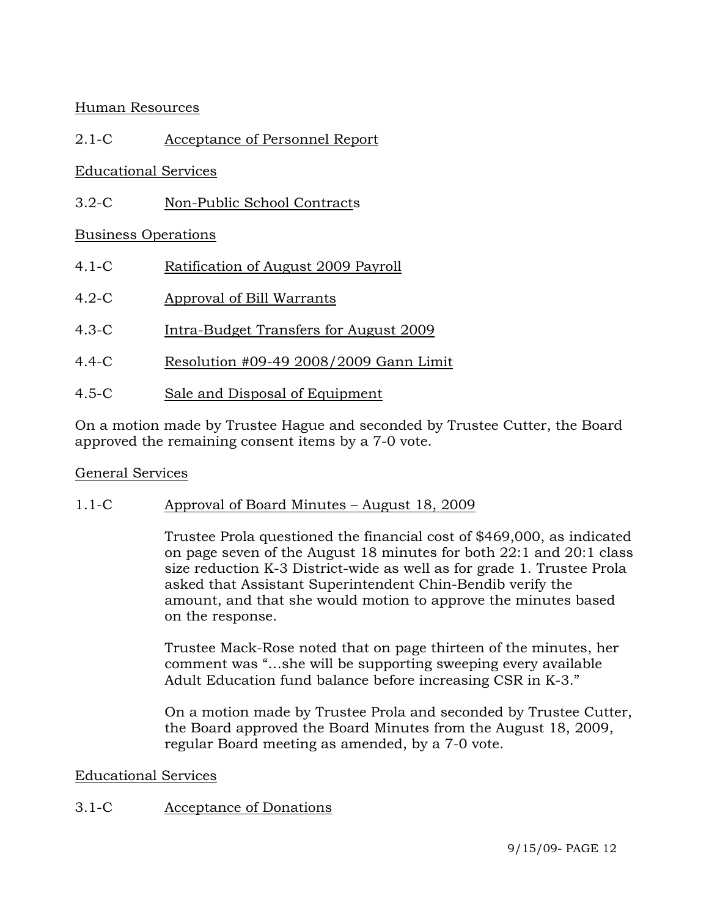Human Resources

2.1-C Acceptance of Personnel Report

Educational Services

3.2-C Non-Public School Contracts

Business Operations

4.1-C Ratification of August 2009 Payroll

4.2-C Approval of Bill Warrants

4.3-C Intra-Budget Transfers for August 2009

4.4-C Resolution #09-49 2008/2009 Gann Limit

4.5-C Sale and Disposal of Equipment

On a motion made by Trustee Hague and seconded by Trustee Cutter, the Board approved the remaining consent items by a 7-0 vote.

General Services

1.1-C Approval of Board Minutes – August 18, 2009

Trustee Prola questioned the financial cost of $469,000, as indicated on page seven of the August 18 minutes for both 22:1 and 20:1 class size reduction K-3 District-wide as well as for grade 1. Trustee Prola asked that Assistant Superintendent Chin-Bendib verify the amount, and that she would motion to approve the minutes based on the response.

Trustee Mack-Rose noted that on page thirteen of the minutes, her comment was "…she will be supporting sweeping every available Adult Education fund balance before increasing CSR in K-3."

On a motion made by Trustee Prola and seconded by Trustee Cutter, the Board approved the Board Minutes from the August 18, 2009, regular Board meeting as amended, by a 7-0 vote.

Educational Services

3.1-C Acceptance of Donations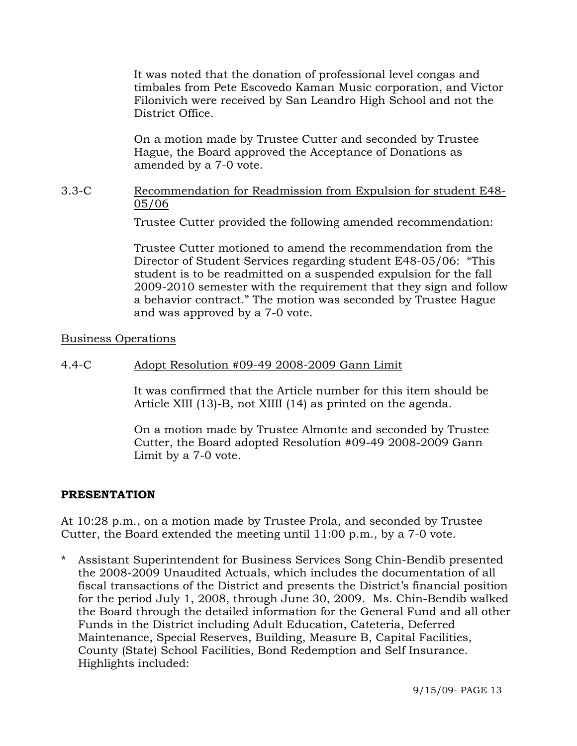It was noted that the donation of professional level congas and timbales from Pete Escovedo Kaman Music corporation, and Victor Filonivich were received by San Leandro High School and not the District Office.

On a motion made by Trustee Cutter and seconded by Trustee Hague, the Board approved the Acceptance of Donations as amended by a 7-0 vote.

3.3-C Recommendation for Readmission from Expulsion for student E48-05/06

Trustee Cutter provided the following amended recommendation:

Trustee Cutter motioned to amend the recommendation from the Director of Student Services regarding student E48-05/06: "This student is to be readmitted on a suspended expulsion for the fall 2009-2010 semester with the requirement that they sign and follow a behavior contract." The motion was seconded by Trustee Hague and was approved by a 7-0 vote.

Business Operations

4.4-C Adopt Resolution #09-49 2008-2009 Gann Limit

It was confirmed that the Article number for this item should be Article XIII (13)-B, not XIIII (14) as printed on the agenda.

On a motion made by Trustee Almonte and seconded by Trustee Cutter, the Board adopted Resolution #09-49 2008-2009 Gann Limit by a 7-0 vote.

**PRESENTATION**

At 10:28 p.m., on a motion made by Trustee Prola, and seconded by Trustee Cutter, the Board extended the meeting until 11:00 p.m., by a 7-0 vote.

* Assistant Superintendent for Business Services Song Chin-Bendib presented the 2008-2009 Unaudited Actuals, which includes the documentation of all fiscal transactions of the District and presents the District's financial position for the period July 1, 2008, through June 30, 2009. Ms. Chin-Bendib walked the Board through the detailed information for the General Fund and all other Funds in the District including Adult Education, Cateteria, Deferred Maintenance, Special Reserves, Building, Measure B, Capital Facilities, County (State) School Facilities, Bond Redemption and Self Insurance. Highlights included: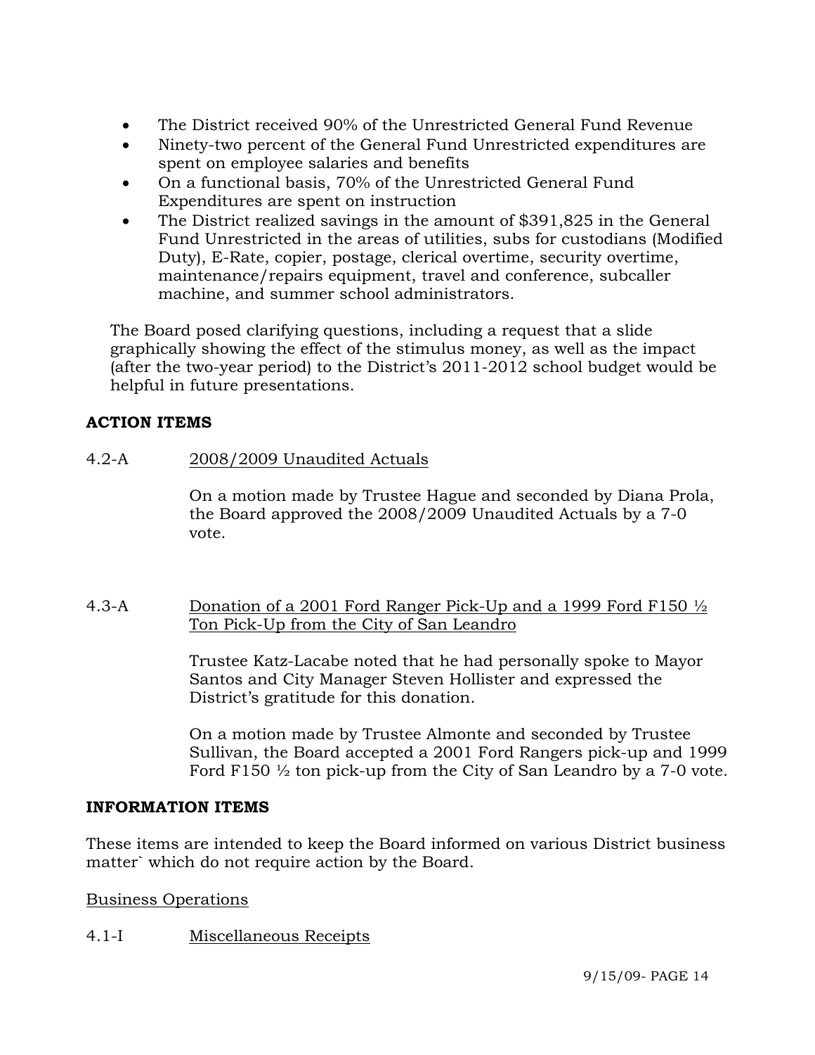- The District received 90% of the Unrestricted General Fund Revenue
- Ninety-two percent of the General Fund Unrestricted expenditures are spent on employee salaries and benefits
- On a functional basis, 70% of the Unrestricted General Fund Expenditures are spent on instruction
- The District realized savings in the amount of $391,825 in the General Fund Unrestricted in the areas of utilities, subs for custodians (Modified Duty), E-Rate, copier, postage, clerical overtime, security overtime, maintenance/repairs equipment, travel and conference, subcaller machine, and summer school administrators.

The Board posed clarifying questions, including a request that a slide graphically showing the effect of the stimulus money, as well as the impact (after the two-year period) to the District's 2011-2012 school budget would be helpful in future presentations.

## ACTION ITEMS

4.2-A <u>2008/2009 Unaudited Actuals</u>

On a motion made by Trustee Hague and seconded by Diana Prola, the Board approved the 2008/2009 Unaudited Actuals by a 7-0 vote.

4.3-A <u>Donation of a 2001 Ford Ranger Pick-Up and a 1999 Ford F150 ½ Ton Pick-Up from the City of San Leandro</u>

Trustee Katz-Lacabe noted that he had personally spoke to Mayor Santos and City Manager Steven Hollister and expressed the District's gratitude for this donation.

On a motion made by Trustee Almonte and seconded by Trustee Sullivan, the Board accepted a 2001 Ford Rangers pick-up and 1999 Ford F150 ½ ton pick-up from the City of San Leandro by a 7-0 vote.

## INFORMATION ITEMS

These items are intended to keep the Board informed on various District business matter` which do not require action by the Board.

<u>Business Operations</u>

4.1-I <u>Miscellaneous Receipts</u>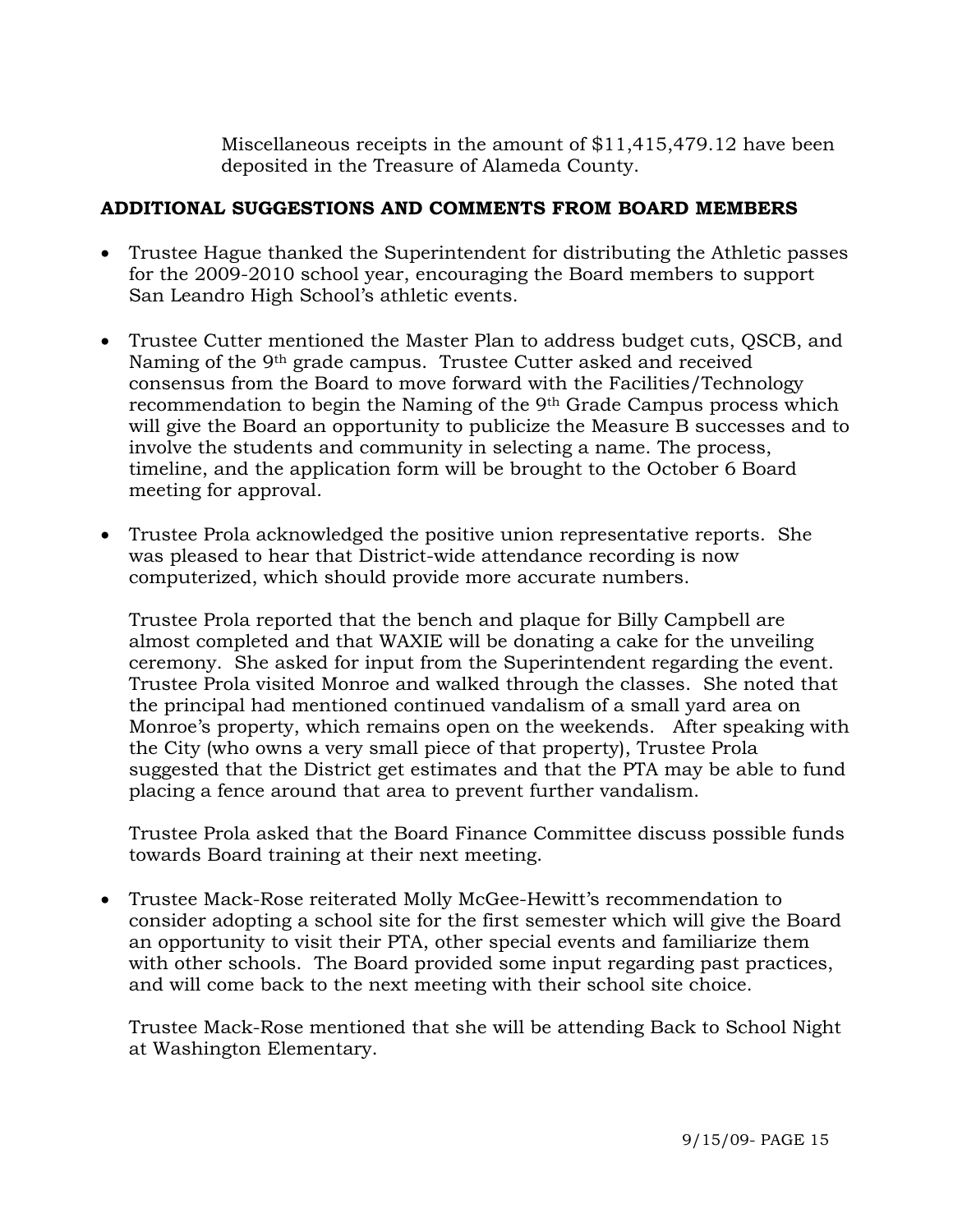Miscellaneous receipts in the amount of $11,415,479.12 have been deposited in the Treasure of Alameda County.

## ADDITIONAL SUGGESTIONS AND COMMENTS FROM BOARD MEMBERS

- Trustee Hague thanked the Superintendent for distributing the Athletic passes for the 2009-2010 school year, encouraging the Board members to support San Leandro High School's athletic events.

- Trustee Cutter mentioned the Master Plan to address budget cuts, QSCB, and Naming of the 9th grade campus. Trustee Cutter asked and received consensus from the Board to move forward with the Facilities/Technology recommendation to begin the Naming of the 9th Grade Campus process which will give the Board an opportunity to publicize the Measure B successes and to involve the students and community in selecting a name. The process, timeline, and the application form will be brought to the October 6 Board meeting for approval.

- Trustee Prola acknowledged the positive union representative reports. She was pleased to hear that District-wide attendance recording is now computerized, which should provide more accurate numbers.

  Trustee Prola reported that the bench and plaque for Billy Campbell are almost completed and that WAXIE will be donating a cake for the unveiling ceremony. She asked for input from the Superintendent regarding the event. Trustee Prola visited Monroe and walked through the classes. She noted that the principal had mentioned continued vandalism of a small yard area on Monroe's property, which remains open on the weekends. After speaking with the City (who owns a very small piece of that property), Trustee Prola suggested that the District get estimates and that the PTA may be able to fund placing a fence around that area to prevent further vandalism.

  Trustee Prola asked that the Board Finance Committee discuss possible funds towards Board training at their next meeting.

- Trustee Mack-Rose reiterated Molly McGee-Hewitt's recommendation to consider adopting a school site for the first semester which will give the Board an opportunity to visit their PTA, other special events and familiarize them with other schools. The Board provided some input regarding past practices, and will come back to the next meeting with their school site choice.

  Trustee Mack-Rose mentioned that she will be attending Back to School Night at Washington Elementary.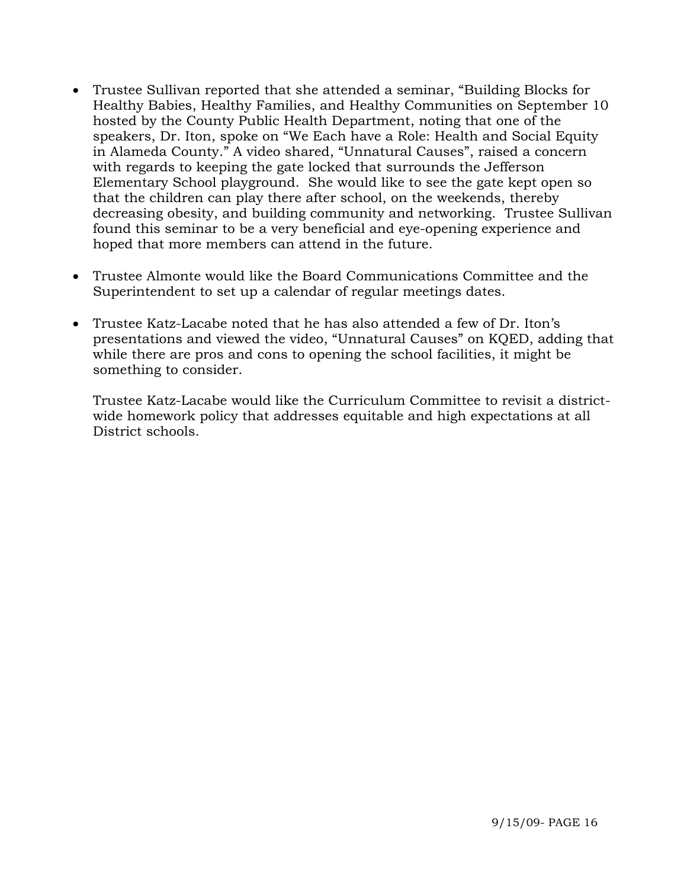- Trustee Sullivan reported that she attended a seminar, "Building Blocks for Healthy Babies, Healthy Families, and Healthy Communities on September 10 hosted by the County Public Health Department, noting that one of the speakers, Dr. Iton, spoke on "We Each have a Role: Health and Social Equity in Alameda County." A video shared, "Unnatural Causes", raised a concern with regards to keeping the gate locked that surrounds the Jefferson Elementary School playground. She would like to see the gate kept open so that the children can play there after school, on the weekends, thereby decreasing obesity, and building community and networking. Trustee Sullivan found this seminar to be a very beneficial and eye-opening experience and hoped that more members can attend in the future.

- Trustee Almonte would like the Board Communications Committee and the Superintendent to set up a calendar of regular meetings dates.

- Trustee Katz-Lacabe noted that he has also attended a few of Dr. Iton's presentations and viewed the video, "Unnatural Causes" on KQED, adding that while there are pros and cons to opening the school facilities, it might be something to consider.

  Trustee Katz-Lacabe would like the Curriculum Committee to revisit a district-wide homework policy that addresses equitable and high expectations at all District schools.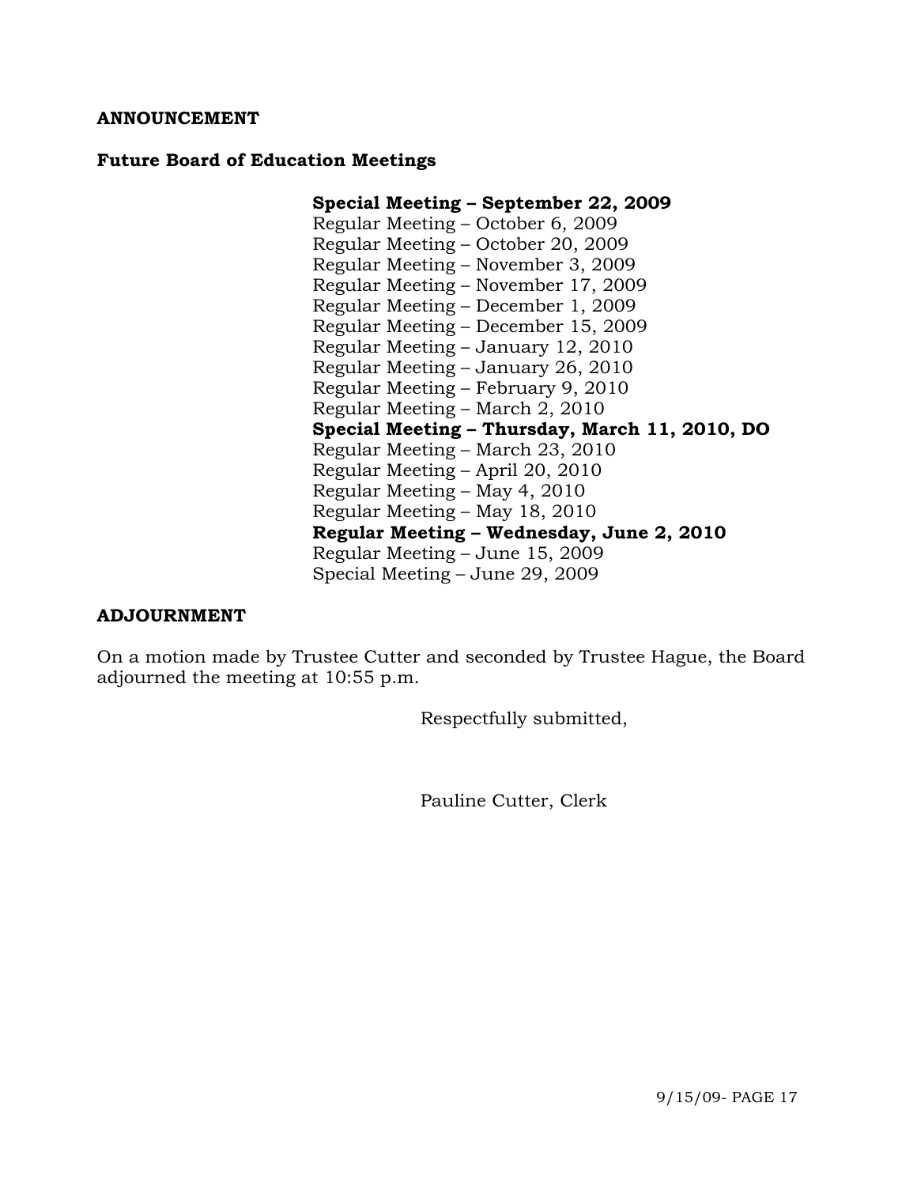**ANNOUNCEMENT**

**Future Board of Education Meetings**

**Special Meeting – September 22, 2009**
Regular Meeting – October 6, 2009
Regular Meeting – October 20, 2009
Regular Meeting – November 3, 2009
Regular Meeting – November 17, 2009
Regular Meeting – December 1, 2009
Regular Meeting – December 15, 2009
Regular Meeting – January 12, 2010
Regular Meeting – January 26, 2010
Regular Meeting – February 9, 2010
Regular Meeting – March 2, 2010
**Special Meeting – Thursday, March 11, 2010, DO**
Regular Meeting – March 23, 2010
Regular Meeting – April 20, 2010
Regular Meeting – May 4, 2010
Regular Meeting – May 18, 2010
**Regular Meeting – Wednesday, June 2, 2010**
Regular Meeting – June 15, 2009
Special Meeting – June 29, 2009

**ADJOURNMENT**

On a motion made by Trustee Cutter and seconded by Trustee Hague, the Board adjourned the meeting at 10:55 p.m.

Respectfully submitted,

Pauline Cutter, Clerk